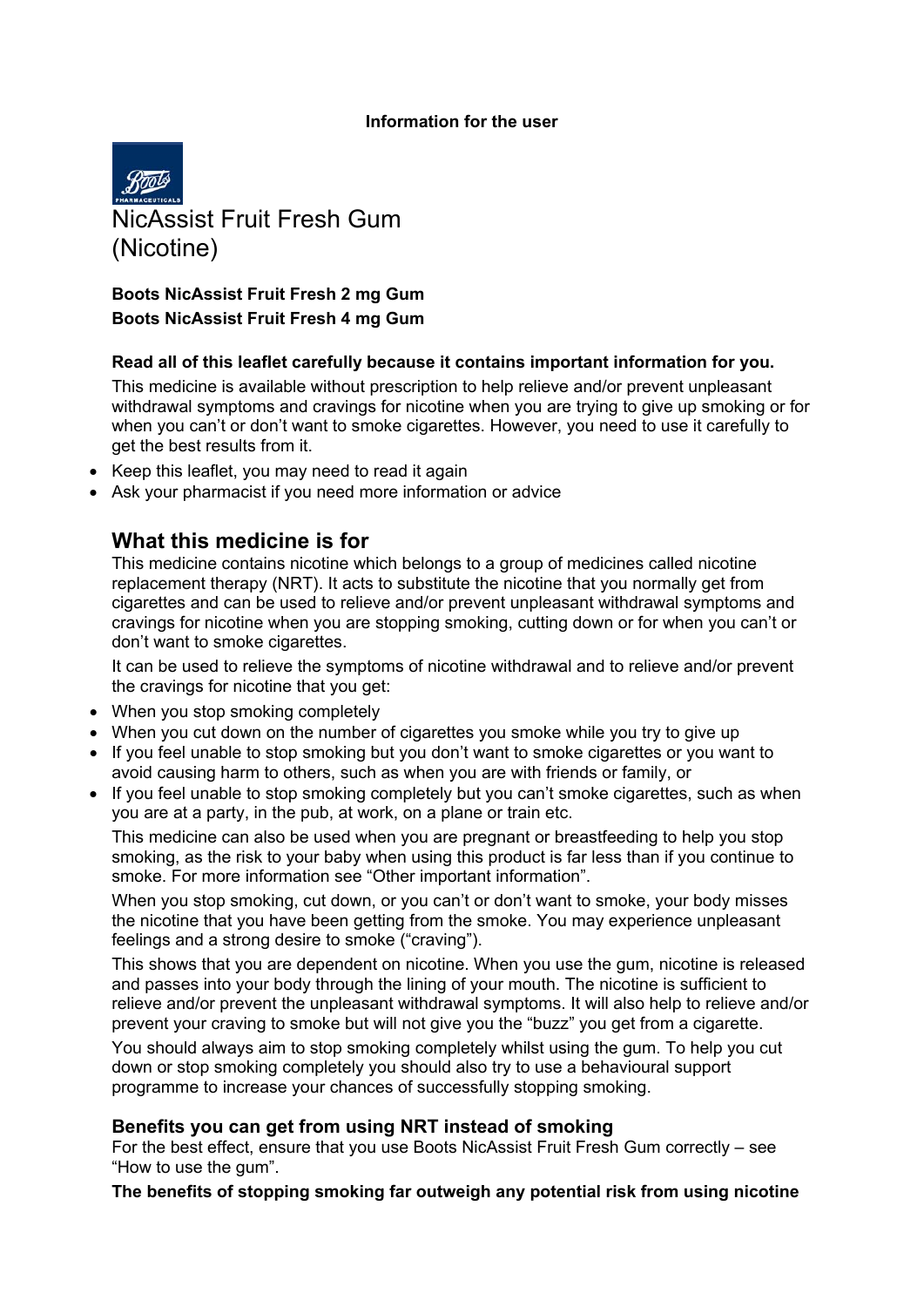**Information for the user**

# NicAssist Fruit Fresh Gum (Nicotine)

**Boots NicAssist Fruit Fresh 2 mg Gum**
**Boots NicAssist Fruit Fresh 4 mg Gum**

**Read all of this leaflet carefully because it contains important information for you.**

This medicine is available without prescription to help relieve and/or prevent unpleasant withdrawal symptoms and cravings for nicotine when you are trying to give up smoking or for when you can't or don't want to smoke cigarettes. However, you need to use it carefully to get the best results from it.

- Keep this leaflet, you may need to read it again
- Ask your pharmacist if you need more information or advice

## What this medicine is for

This medicine contains nicotine which belongs to a group of medicines called nicotine replacement therapy (NRT). It acts to substitute the nicotine that you normally get from cigarettes and can be used to relieve and/or prevent unpleasant withdrawal symptoms and cravings for nicotine when you are stopping smoking, cutting down or for when you can't or don't want to smoke cigarettes.

It can be used to relieve the symptoms of nicotine withdrawal and to relieve and/or prevent the cravings for nicotine that you get:

- When you stop smoking completely
- When you cut down on the number of cigarettes you smoke while you try to give up
- If you feel unable to stop smoking but you don't want to smoke cigarettes or you want to avoid causing harm to others, such as when you are with friends or family, or
- If you feel unable to stop smoking completely but you can't smoke cigarettes, such as when you are at a party, in the pub, at work, on a plane or train etc.

This medicine can also be used when you are pregnant or breastfeeding to help you stop smoking, as the risk to your baby when using this product is far less than if you continue to smoke. For more information see "Other important information".

When you stop smoking, cut down, or you can't or don't want to smoke, your body misses the nicotine that you have been getting from the smoke. You may experience unpleasant feelings and a strong desire to smoke ("craving").

This shows that you are dependent on nicotine. When you use the gum, nicotine is released and passes into your body through the lining of your mouth. The nicotine is sufficient to relieve and/or prevent the unpleasant withdrawal symptoms. It will also help to relieve and/or prevent your craving to smoke but will not give you the "buzz" you get from a cigarette.

You should always aim to stop smoking completely whilst using the gum. To help you cut down or stop smoking completely you should also try to use a behavioural support programme to increase your chances of successfully stopping smoking.

### Benefits you can get from using NRT instead of smoking

For the best effect, ensure that you use Boots NicAssist Fruit Fresh Gum correctly – see "How to use the gum".

**The benefits of stopping smoking far outweigh any potential risk from using nicotine**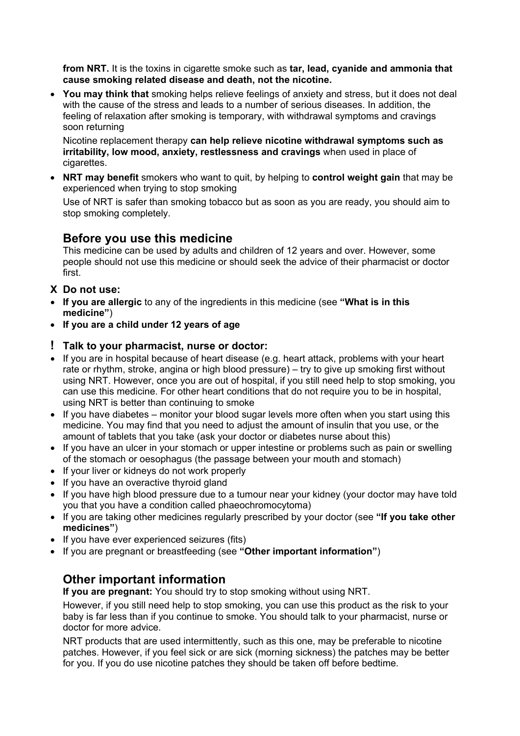**from NRT.** It is the toxins in cigarette smoke such as **tar, lead, cyanide and ammonia that cause smoking related disease and death, not the nicotine.**

- **You may think that** smoking helps relieve feelings of anxiety and stress, but it does not deal with the cause of the stress and leads to a number of serious diseases. In addition, the feeling of relaxation after smoking is temporary, with withdrawal symptoms and cravings soon returning

  Nicotine replacement therapy **can help relieve nicotine withdrawal symptoms such as irritability, low mood, anxiety, restlessness and cravings** when used in place of cigarettes.

- **NRT may benefit** smokers who want to quit, by helping to **control weight gain** that may be experienced when trying to stop smoking

  Use of NRT is safer than smoking tobacco but as soon as you are ready, you should aim to stop smoking completely.

## Before you use this medicine

This medicine can be used by adults and children of 12 years and over. However, some people should not use this medicine or should seek the advice of their pharmacist or doctor first.

### X Do not use:

- **If you are allergic** to any of the ingredients in this medicine (see **"What is in this medicine"**)
- **If you are a child under 12 years of age**

### ! Talk to your pharmacist, nurse or doctor:

- If you are in hospital because of heart disease (e.g. heart attack, problems with your heart rate or rhythm, stroke, angina or high blood pressure) – try to give up smoking first without using NRT. However, once you are out of hospital, if you still need help to stop smoking, you can use this medicine. For other heart conditions that do not require you to be in hospital, using NRT is better than continuing to smoke
- If you have diabetes – monitor your blood sugar levels more often when you start using this medicine. You may find that you need to adjust the amount of insulin that you use, or the amount of tablets that you take (ask your doctor or diabetes nurse about this)
- If you have an ulcer in your stomach or upper intestine or problems such as pain or swelling of the stomach or oesophagus (the passage between your mouth and stomach)
- If your liver or kidneys do not work properly
- If you have an overactive thyroid gland
- If you have high blood pressure due to a tumour near your kidney (your doctor may have told you that you have a condition called phaeochromocytoma)
- If you are taking other medicines regularly prescribed by your doctor (see **"If you take other medicines"**)
- If you have ever experienced seizures (fits)
- If you are pregnant or breastfeeding (see **"Other important information"**)

## Other important information

**If you are pregnant:** You should try to stop smoking without using NRT.

However, if you still need help to stop smoking, you can use this product as the risk to your baby is far less than if you continue to smoke. You should talk to your pharmacist, nurse or doctor for more advice.

NRT products that are used intermittently, such as this one, may be preferable to nicotine patches. However, if you feel sick or are sick (morning sickness) the patches may be better for you. If you do use nicotine patches they should be taken off before bedtime.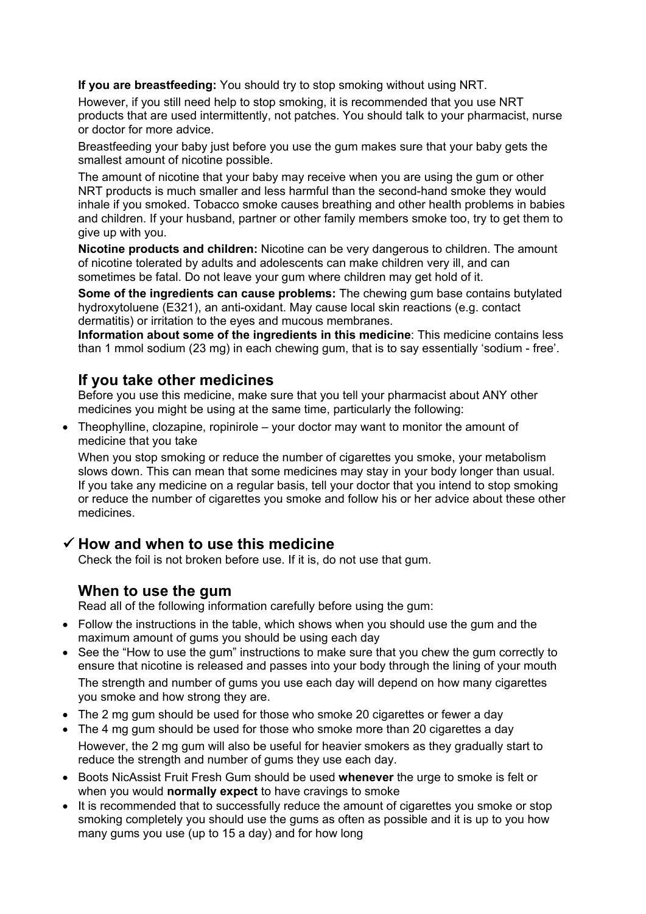**If you are breastfeeding:** You should try to stop smoking without using NRT.

However, if you still need help to stop smoking, it is recommended that you use NRT products that are used intermittently, not patches. You should talk to your pharmacist, nurse or doctor for more advice.

Breastfeeding your baby just before you use the gum makes sure that your baby gets the smallest amount of nicotine possible.

The amount of nicotine that your baby may receive when you are using the gum or other NRT products is much smaller and less harmful than the second-hand smoke they would inhale if you smoked. Tobacco smoke causes breathing and other health problems in babies and children. If your husband, partner or other family members smoke too, try to get them to give up with you.

**Nicotine products and children:** Nicotine can be very dangerous to children. The amount of nicotine tolerated by adults and adolescents can make children very ill, and can sometimes be fatal. Do not leave your gum where children may get hold of it.

**Some of the ingredients can cause problems:** The chewing gum base contains butylated hydroxytoluene (E321), an anti-oxidant. May cause local skin reactions (e.g. contact dermatitis) or irritation to the eyes and mucous membranes.

**Information about some of the ingredients in this medicine**: This medicine contains less than 1 mmol sodium (23 mg) in each chewing gum, that is to say essentially 'sodium - free'.

## If you take other medicines

Before you use this medicine, make sure that you tell your pharmacist about ANY other medicines you might be using at the same time, particularly the following:

- Theophylline, clozapine, ropinirole – your doctor may want to monitor the amount of medicine that you take

  When you stop smoking or reduce the number of cigarettes you smoke, your metabolism slows down. This can mean that some medicines may stay in your body longer than usual. If you take any medicine on a regular basis, tell your doctor that you intend to stop smoking or reduce the number of cigarettes you smoke and follow his or her advice about these other medicines.

## ✓ How and when to use this medicine

Check the foil is not broken before use. If it is, do not use that gum.

## When to use the gum

Read all of the following information carefully before using the gum:

- Follow the instructions in the table, which shows when you should use the gum and the maximum amount of gums you should be using each day
- See the "How to use the gum" instructions to make sure that you chew the gum correctly to ensure that nicotine is released and passes into your body through the lining of your mouth

  The strength and number of gums you use each day will depend on how many cigarettes you smoke and how strong they are.

- The 2 mg gum should be used for those who smoke 20 cigarettes or fewer a day
- The 4 mg gum should be used for those who smoke more than 20 cigarettes a day

  However, the 2 mg gum will also be useful for heavier smokers as they gradually start to reduce the strength and number of gums they use each day.

- Boots NicAssist Fruit Fresh Gum should be used **whenever** the urge to smoke is felt or when you would **normally expect** to have cravings to smoke
- It is recommended that to successfully reduce the amount of cigarettes you smoke or stop smoking completely you should use the gums as often as possible and it is up to you how many gums you use (up to 15 a day) and for how long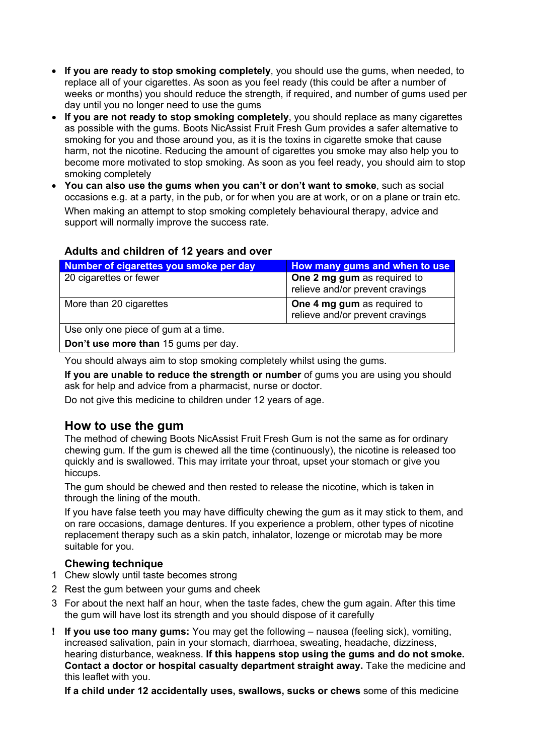- **If you are ready to stop smoking completely**, you should use the gums, when needed, to replace all of your cigarettes. As soon as you feel ready (this could be after a number of weeks or months) you should reduce the strength, if required, and number of gums used per day until you no longer need to use the gums
- **If you are not ready to stop smoking completely**, you should replace as many cigarettes as possible with the gums. Boots NicAssist Fruit Fresh Gum provides a safer alternative to smoking for you and those around you, as it is the toxins in cigarette smoke that cause harm, not the nicotine. Reducing the amount of cigarettes you smoke may also help you to become more motivated to stop smoking. As soon as you feel ready, you should aim to stop smoking completely
- **You can also use the gums when you can't or don't want to smoke**, such as social occasions e.g. at a party, in the pub, or for when you are at work, or on a plane or train etc.

  When making an attempt to stop smoking completely behavioural therapy, advice and support will normally improve the success rate.

### Adults and children of 12 years and over

| Number of cigarettes you smoke per day | How many gums and when to use |
|---|---|
| 20 cigarettes or fewer | **One 2 mg gum** as required to relieve and/or prevent cravings |
| More than 20 cigarettes | **One 4 mg gum** as required to relieve and/or prevent cravings |
| Use only one piece of gum at a time. **Don't use more than** 15 gums per day. | |

You should always aim to stop smoking completely whilst using the gums.

**If you are unable to reduce the strength or number** of gums you are using you should ask for help and advice from a pharmacist, nurse or doctor.

Do not give this medicine to children under 12 years of age.

## How to use the gum

The method of chewing Boots NicAssist Fruit Fresh Gum is not the same as for ordinary chewing gum. If the gum is chewed all the time (continuously), the nicotine is released too quickly and is swallowed. This may irritate your throat, upset your stomach or give you hiccups.

The gum should be chewed and then rested to release the nicotine, which is taken in through the lining of the mouth.

If you have false teeth you may have difficulty chewing the gum as it may stick to them, and on rare occasions, damage dentures. If you experience a problem, other types of nicotine replacement therapy such as a skin patch, inhalator, lozenge or microtab may be more suitable for you.

### Chewing technique

1. Chew slowly until taste becomes strong
2. Rest the gum between your gums and cheek
3. For about the next half an hour, when the taste fades, chew the gum again. After this time the gum will have lost its strength and you should dispose of it carefully

! **If you use too many gums:** You may get the following – nausea (feeling sick), vomiting, increased salivation, pain in your stomach, diarrhoea, sweating, headache, dizziness, hearing disturbance, weakness. **If this happens stop using the gums and do not smoke. Contact a doctor or hospital casualty department straight away.** Take the medicine and this leaflet with you.

**If a child under 12 accidentally uses, swallows, sucks or chews** some of this medicine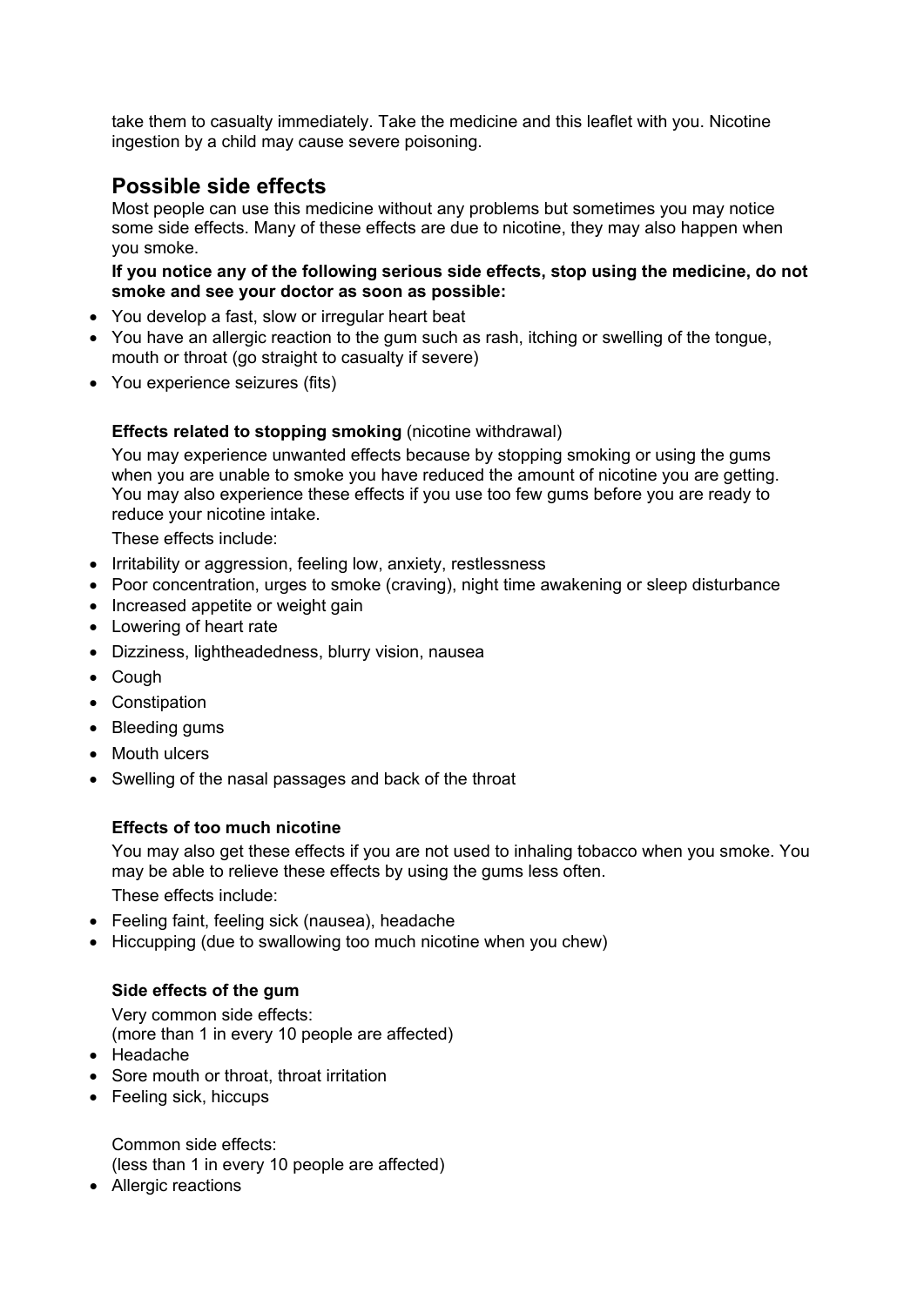take them to casualty immediately. Take the medicine and this leaflet with you. Nicotine ingestion by a child may cause severe poisoning.

## Possible side effects

Most people can use this medicine without any problems but sometimes you may notice some side effects. Many of these effects are due to nicotine, they may also happen when you smoke.

**If you notice any of the following serious side effects, stop using the medicine, do not smoke and see your doctor as soon as possible:**

- You develop a fast, slow or irregular heart beat
- You have an allergic reaction to the gum such as rash, itching or swelling of the tongue, mouth or throat (go straight to casualty if severe)
- You experience seizures (fits)

**Effects related to stopping smoking** (nicotine withdrawal)

You may experience unwanted effects because by stopping smoking or using the gums when you are unable to smoke you have reduced the amount of nicotine you are getting. You may also experience these effects if you use too few gums before you are ready to reduce your nicotine intake.

These effects include:

- Irritability or aggression, feeling low, anxiety, restlessness
- Poor concentration, urges to smoke (craving), night time awakening or sleep disturbance
- Increased appetite or weight gain
- Lowering of heart rate
- Dizziness, lightheadedness, blurry vision, nausea
- Cough
- Constipation
- Bleeding gums
- Mouth ulcers
- Swelling of the nasal passages and back of the throat

**Effects of too much nicotine**

You may also get these effects if you are not used to inhaling tobacco when you smoke. You may be able to relieve these effects by using the gums less often.

These effects include:

- Feeling faint, feeling sick (nausea), headache
- Hiccupping (due to swallowing too much nicotine when you chew)

**Side effects of the gum**

Very common side effects:
(more than 1 in every 10 people are affected)

- Headache
- Sore mouth or throat, throat irritation
- Feeling sick, hiccups

Common side effects:
(less than 1 in every 10 people are affected)

- Allergic reactions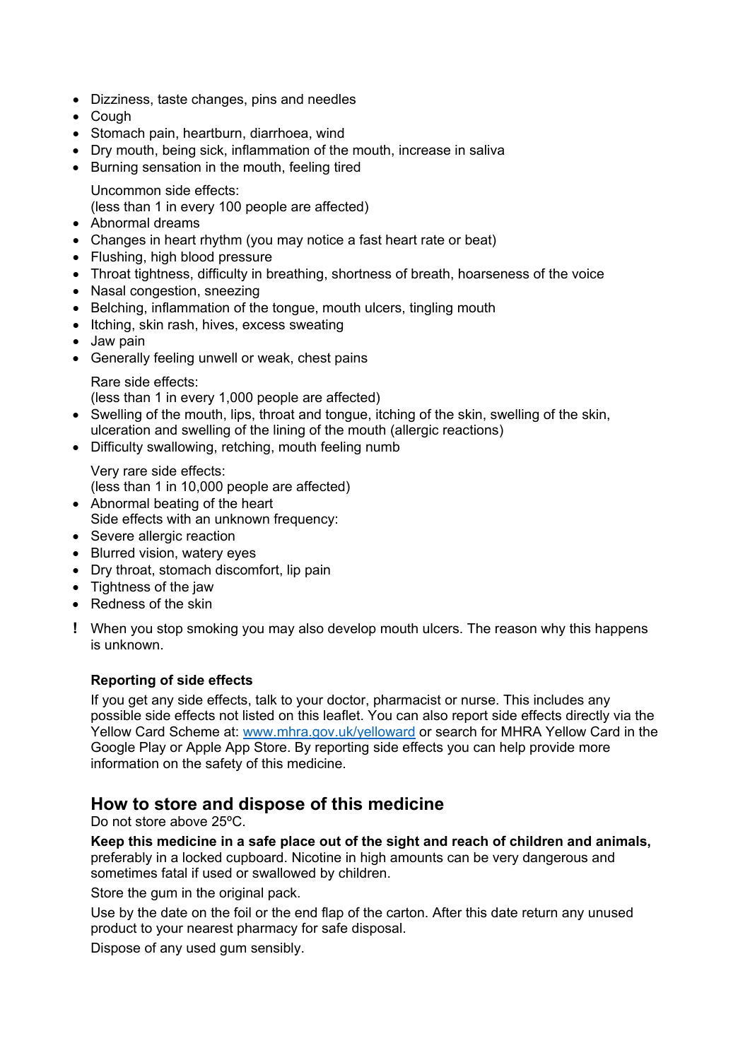- Dizziness, taste changes, pins and needles
- Cough
- Stomach pain, heartburn, diarrhoea, wind
- Dry mouth, being sick, inflammation of the mouth, increase in saliva
- Burning sensation in the mouth, feeling tired

Uncommon side effects:
(less than 1 in every 100 people are affected)

- Abnormal dreams
- Changes in heart rhythm (you may notice a fast heart rate or beat)
- Flushing, high blood pressure
- Throat tightness, difficulty in breathing, shortness of breath, hoarseness of the voice
- Nasal congestion, sneezing
- Belching, inflammation of the tongue, mouth ulcers, tingling mouth
- Itching, skin rash, hives, excess sweating
- Jaw pain
- Generally feeling unwell or weak, chest pains

Rare side effects:
(less than 1 in every 1,000 people are affected)

- Swelling of the mouth, lips, throat and tongue, itching of the skin, swelling of the skin, ulceration and swelling of the lining of the mouth (allergic reactions)
- Difficulty swallowing, retching, mouth feeling numb

Very rare side effects:
(less than 1 in 10,000 people are affected)

- Abnormal beating of the heart

Side effects with an unknown frequency:

- Severe allergic reaction
- Blurred vision, watery eyes
- Dry throat, stomach discomfort, lip pain
- Tightness of the jaw
- Redness of the skin

! When you stop smoking you may also develop mouth ulcers. The reason why this happens is unknown.

**Reporting of side effects**

If you get any side effects, talk to your doctor, pharmacist or nurse. This includes any possible side effects not listed on this leaflet. You can also report side effects directly via the Yellow Card Scheme at: [www.mhra.gov.uk/yellowcard](www.mhra.gov.uk/yellowcard) or search for MHRA Yellow Card in the Google Play or Apple App Store. By reporting side effects you can help provide more information on the safety of this medicine.

## How to store and dispose of this medicine

Do not store above 25ºC.

**Keep this medicine in a safe place out of the sight and reach of children and animals,** preferably in a locked cupboard. Nicotine in high amounts can be very dangerous and sometimes fatal if used or swallowed by children.

Store the gum in the original pack.

Use by the date on the foil or the end flap of the carton. After this date return any unused product to your nearest pharmacy for safe disposal.

Dispose of any used gum sensibly.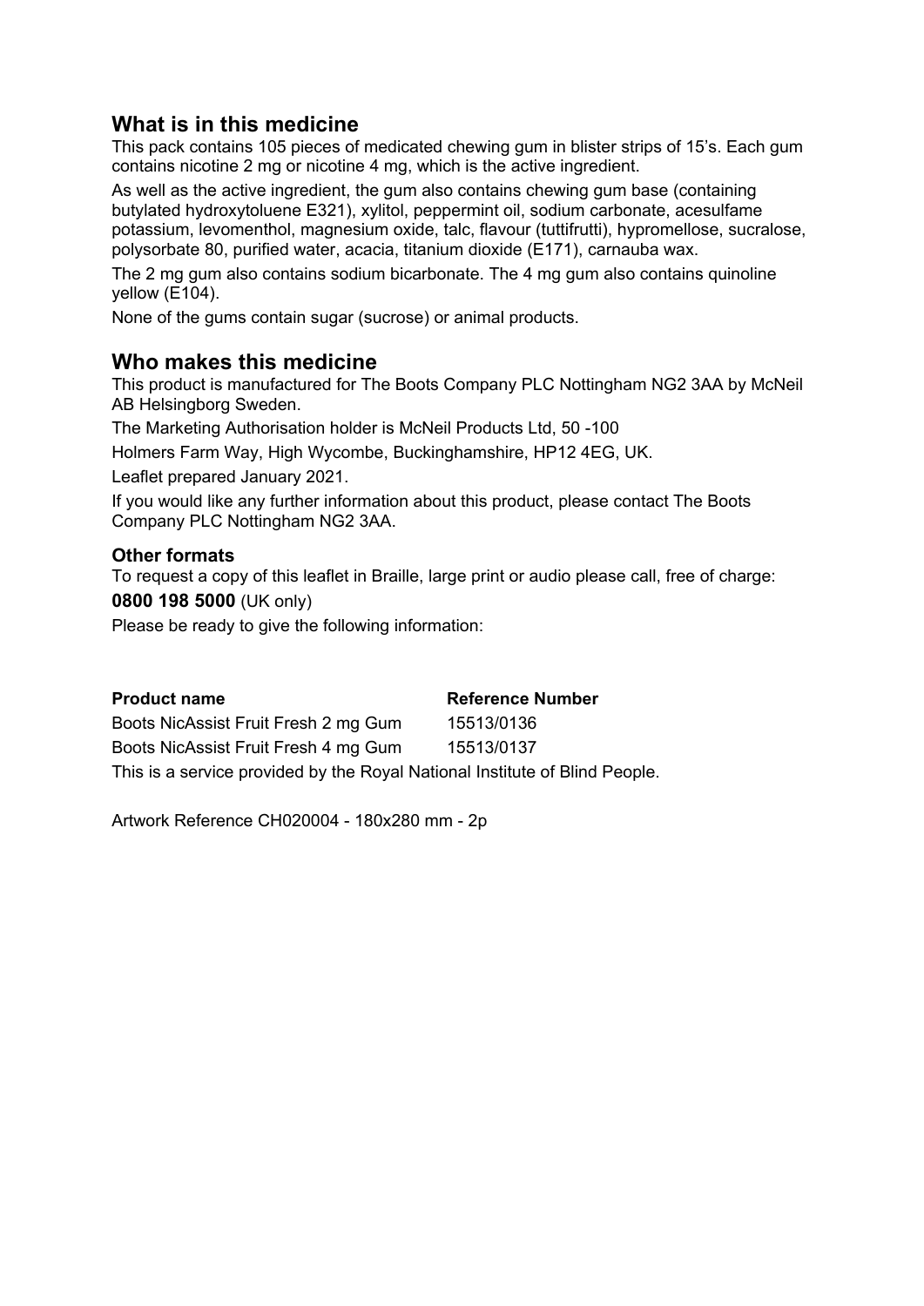## What is in this medicine

This pack contains 105 pieces of medicated chewing gum in blister strips of 15's. Each gum contains nicotine 2 mg or nicotine 4 mg, which is the active ingredient.

As well as the active ingredient, the gum also contains chewing gum base (containing butylated hydroxytoluene E321), xylitol, peppermint oil, sodium carbonate, acesulfame potassium, levomenthol, magnesium oxide, talc, flavour (tuttifrutti), hypromellose, sucralose, polysorbate 80, purified water, acacia, titanium dioxide (E171), carnauba wax.

The 2 mg gum also contains sodium bicarbonate. The 4 mg gum also contains quinoline yellow (E104).

None of the gums contain sugar (sucrose) or animal products.

## Who makes this medicine

This product is manufactured for The Boots Company PLC Nottingham NG2 3AA by McNeil AB Helsingborg Sweden.

The Marketing Authorisation holder is McNeil Products Ltd, 50 -100

Holmers Farm Way, High Wycombe, Buckinghamshire, HP12 4EG, UK.

Leaflet prepared January 2021.

If you would like any further information about this product, please contact The Boots Company PLC Nottingham NG2 3AA.

### Other formats

To request a copy of this leaflet in Braille, large print or audio please call, free of charge:

**0800 198 5000** (UK only)

Please be ready to give the following information:

| Product name | Reference Number |
|---|---|
| Boots NicAssist Fruit Fresh 2 mg Gum | 15513/0136 |
| Boots NicAssist Fruit Fresh 4 mg Gum | 15513/0137 |

This is a service provided by the Royal National Institute of Blind People.

Artwork Reference CH020004 - 180x280 mm - 2p